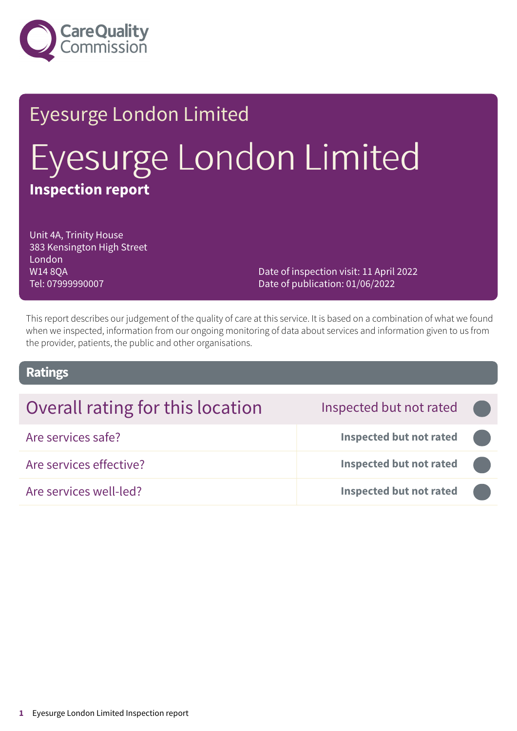Care Quality Commission

# Eyesurge London Limited

# Eyesurge London Limited

**Inspection report**

Unit 4A, Trinity House
383 Kensington High Street
London
W14 8QA
Tel: 07999990007

Date of inspection visit: 11 April 2022
Date of publication: 01/06/2022

This report describes our judgement of the quality of care at this service. It is based on a combination of what we found when we inspected, information from our ongoing monitoring of data about services and information given to us from the provider, patients, the public and other organisations.

## Ratings

| Overall rating for this location | Inspected but not rated |
|---|---|
| Are services safe? | **Inspected but not rated** |
| Are services effective? | **Inspected but not rated** |
| Are services well-led? | **Inspected but not rated** |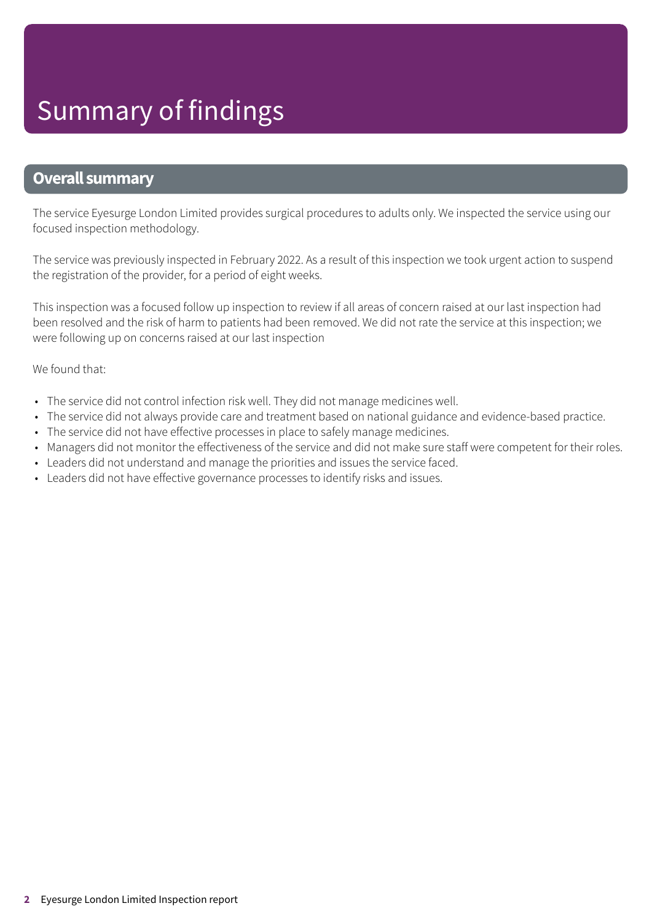# Summary of findings

## Overall summary

The service Eyesurge London Limited provides surgical procedures to adults only. We inspected the service using our focused inspection methodology.

The service was previously inspected in February 2022. As a result of this inspection we took urgent action to suspend the registration of the provider, for a period of eight weeks.

This inspection was a focused follow up inspection to review if all areas of concern raised at our last inspection had been resolved and the risk of harm to patients had been removed. We did not rate the service at this inspection; we were following up on concerns raised at our last inspection

We found that:

- The service did not control infection risk well. They did not manage medicines well.
- The service did not always provide care and treatment based on national guidance and evidence-based practice.
- The service did not have effective processes in place to safely manage medicines.
- Managers did not monitor the effectiveness of the service and did not make sure staff were competent for their roles.
- Leaders did not understand and manage the priorities and issues the service faced.
- Leaders did not have effective governance processes to identify risks and issues.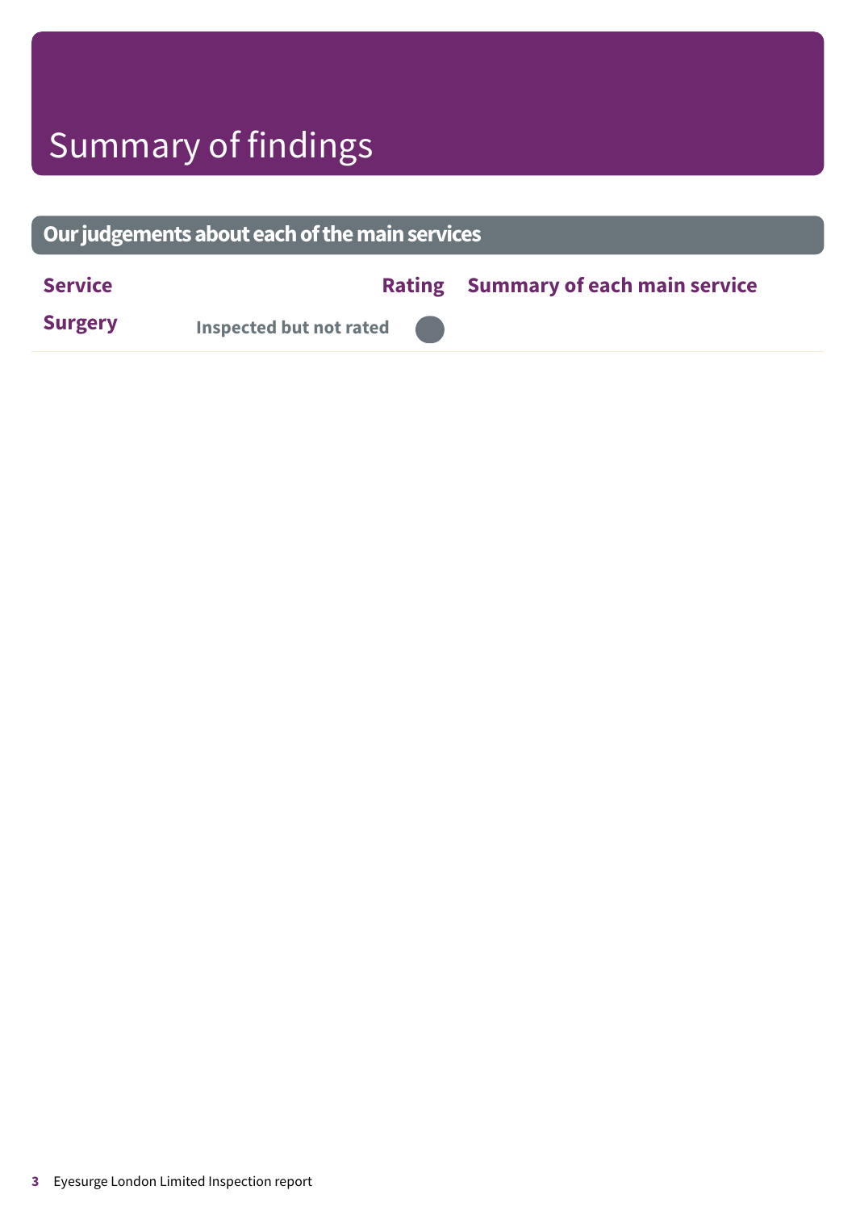# Summary of findings

## Our judgements about each of the main services

| Service | Rating | Summary of each main service |
| --- | --- | --- |
| **Surgery** | Inspected but not rated | |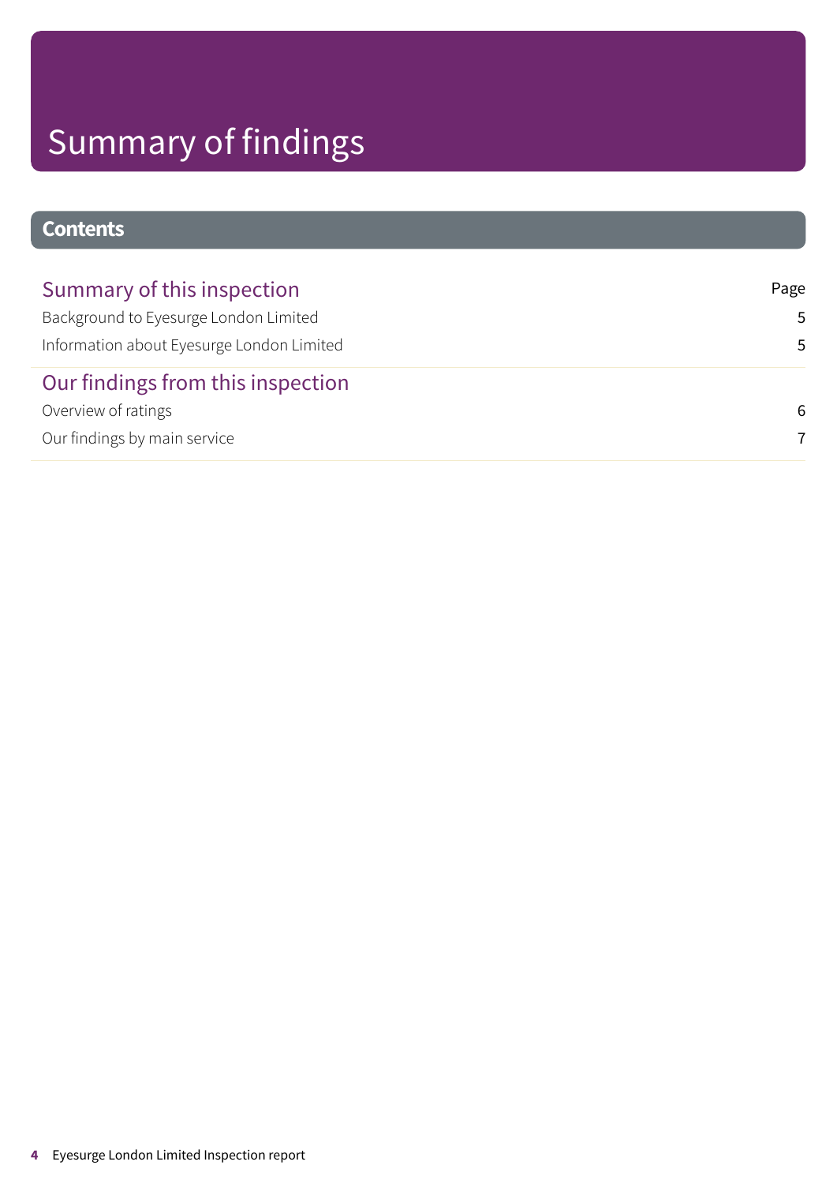# Summary of findings

## Contents

| Summary of this inspection | Page |
| --- | --- |
| Background to Eyesurge London Limited | 5 |
| Information about Eyesurge London Limited | 5 |
| **Our findings from this inspection** | |
| Overview of ratings | 6 |
| Our findings by main service | 7 |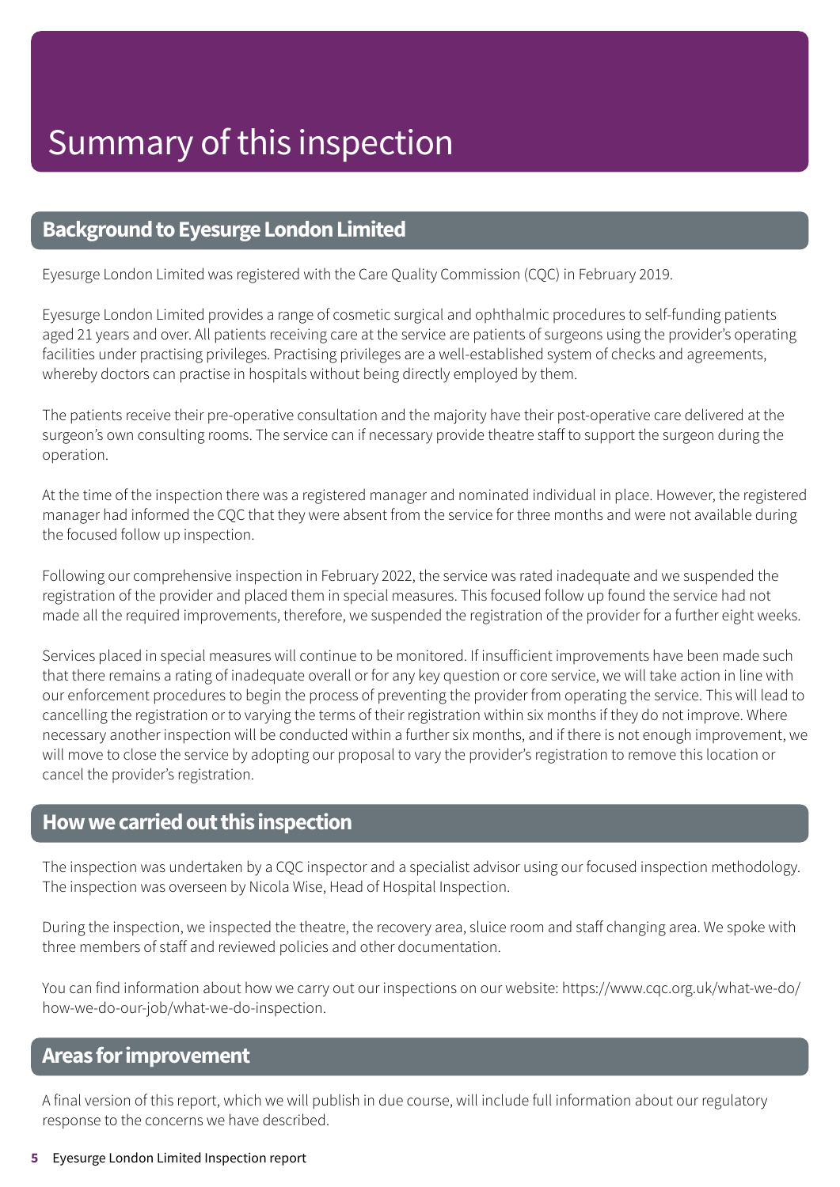# Summary of this inspection

## Background to Eyesurge London Limited

Eyesurge London Limited was registered with the Care Quality Commission (CQC) in February 2019.

Eyesurge London Limited provides a range of cosmetic surgical and ophthalmic procedures to self-funding patients aged 21 years and over. All patients receiving care at the service are patients of surgeons using the provider's operating facilities under practising privileges. Practising privileges are a well-established system of checks and agreements, whereby doctors can practise in hospitals without being directly employed by them.

The patients receive their pre-operative consultation and the majority have their post-operative care delivered at the surgeon's own consulting rooms. The service can if necessary provide theatre staff to support the surgeon during the operation.

At the time of the inspection there was a registered manager and nominated individual in place. However, the registered manager had informed the CQC that they were absent from the service for three months and were not available during the focused follow up inspection.

Following our comprehensive inspection in February 2022, the service was rated inadequate and we suspended the registration of the provider and placed them in special measures. This focused follow up found the service had not made all the required improvements, therefore, we suspended the registration of the provider for a further eight weeks.

Services placed in special measures will continue to be monitored. If insufficient improvements have been made such that there remains a rating of inadequate overall or for any key question or core service, we will take action in line with our enforcement procedures to begin the process of preventing the provider from operating the service. This will lead to cancelling the registration or to varying the terms of their registration within six months if they do not improve. Where necessary another inspection will be conducted within a further six months, and if there is not enough improvement, we will move to close the service by adopting our proposal to vary the provider's registration to remove this location or cancel the provider's registration.

## How we carried out this inspection

The inspection was undertaken by a CQC inspector and a specialist advisor using our focused inspection methodology. The inspection was overseen by Nicola Wise, Head of Hospital Inspection.

During the inspection, we inspected the theatre, the recovery area, sluice room and staff changing area. We spoke with three members of staff and reviewed policies and other documentation.

You can find information about how we carry out our inspections on our website: https://www.cqc.org.uk/what-we-do/how-we-do-our-job/what-we-do-inspection.

## Areas for improvement

A final version of this report, which we will publish in due course, will include full information about our regulatory response to the concerns we have described.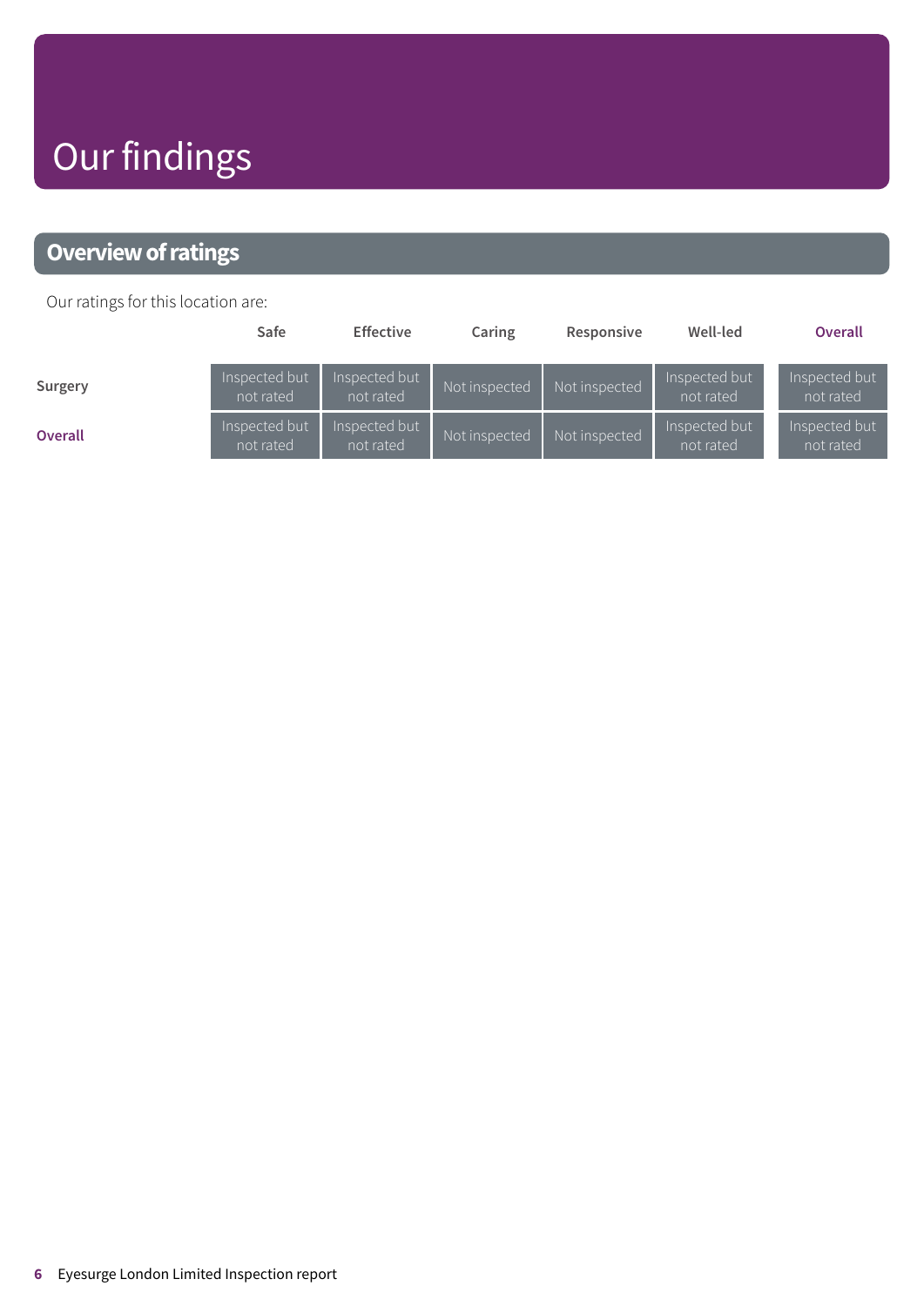# Our findings

## Overview of ratings

Our ratings for this location are:

| | Safe | Effective | Caring | Responsive | Well-led | Overall |
|---|---|---|---|---|---|---|
| Surgery | Inspected but not rated | Inspected but not rated | Not inspected | Not inspected | Inspected but not rated | Inspected but not rated |
| Overall | Inspected but not rated | Inspected but not rated | Not inspected | Not inspected | Inspected but not rated | Inspected but not rated |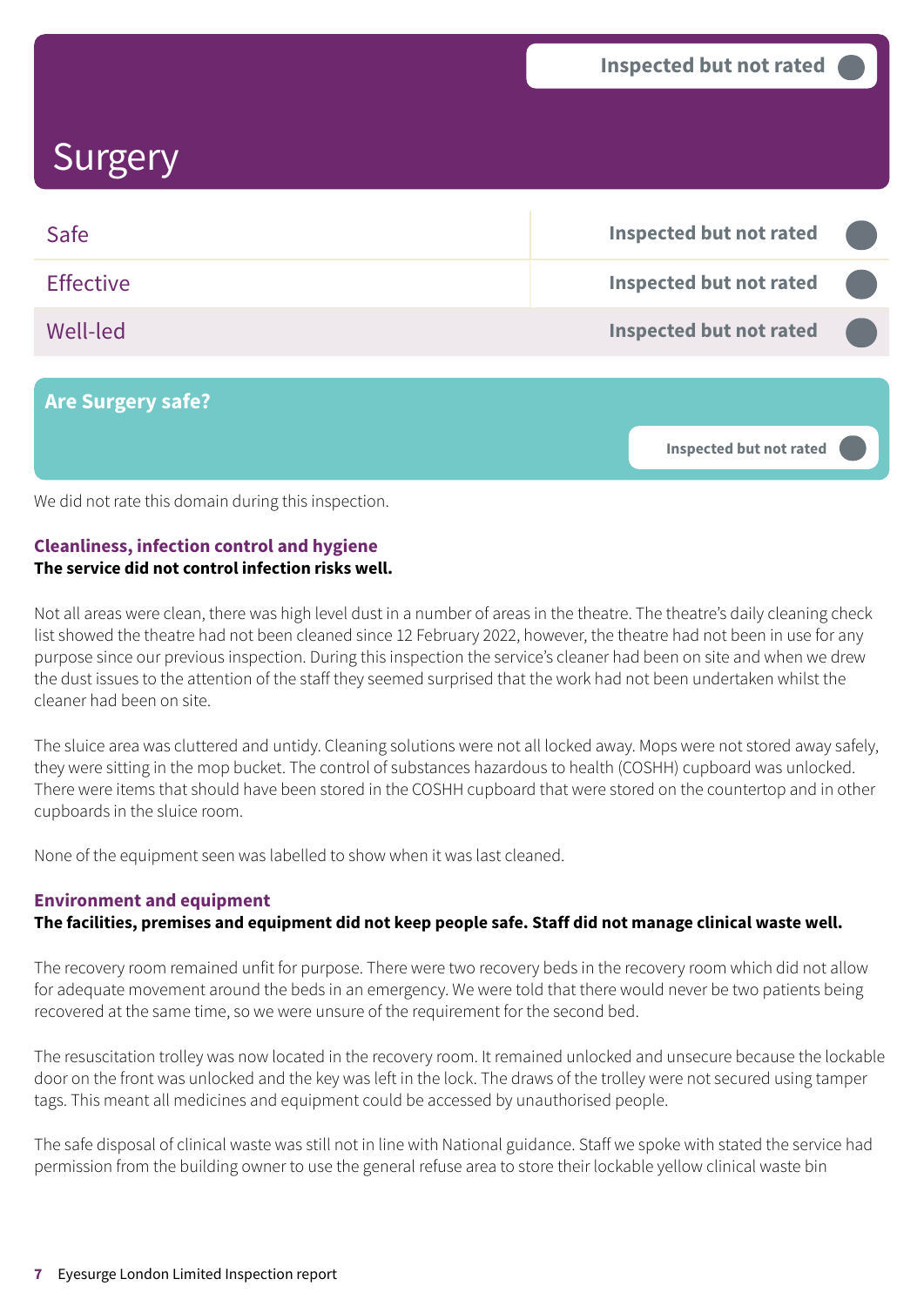Inspected but not rated

# Surgery

| | |
|---|---|
| Safe | Inspected but not rated |
| Effective | Inspected but not rated |
| Well-led | Inspected but not rated |

## Are Surgery safe?

Inspected but not rated

We did not rate this domain during this inspection.

### Cleanliness, infection control and hygiene

**The service did not control infection risks well.**

Not all areas were clean, there was high level dust in a number of areas in the theatre. The theatre's daily cleaning check list showed the theatre had not been cleaned since 12 February 2022, however, the theatre had not been in use for any purpose since our previous inspection. During this inspection the service's cleaner had been on site and when we drew the dust issues to the attention of the staff they seemed surprised that the work had not been undertaken whilst the cleaner had been on site.

The sluice area was cluttered and untidy. Cleaning solutions were not all locked away. Mops were not stored away safely, they were sitting in the mop bucket. The control of substances hazardous to health (COSHH) cupboard was unlocked. There were items that should have been stored in the COSHH cupboard that were stored on the countertop and in other cupboards in the sluice room.

None of the equipment seen was labelled to show when it was last cleaned.

### Environment and equipment

**The facilities, premises and equipment did not keep people safe. Staff did not manage clinical waste well.**

The recovery room remained unfit for purpose. There were two recovery beds in the recovery room which did not allow for adequate movement around the beds in an emergency. We were told that there would never be two patients being recovered at the same time, so we were unsure of the requirement for the second bed.

The resuscitation trolley was now located in the recovery room. It remained unlocked and unsecure because the lockable door on the front was unlocked and the key was left in the lock. The draws of the trolley were not secured using tamper tags. This meant all medicines and equipment could be accessed by unauthorised people.

The safe disposal of clinical waste was still not in line with National guidance. Staff we spoke with stated the service had permission from the building owner to use the general refuse area to store their lockable yellow clinical waste bin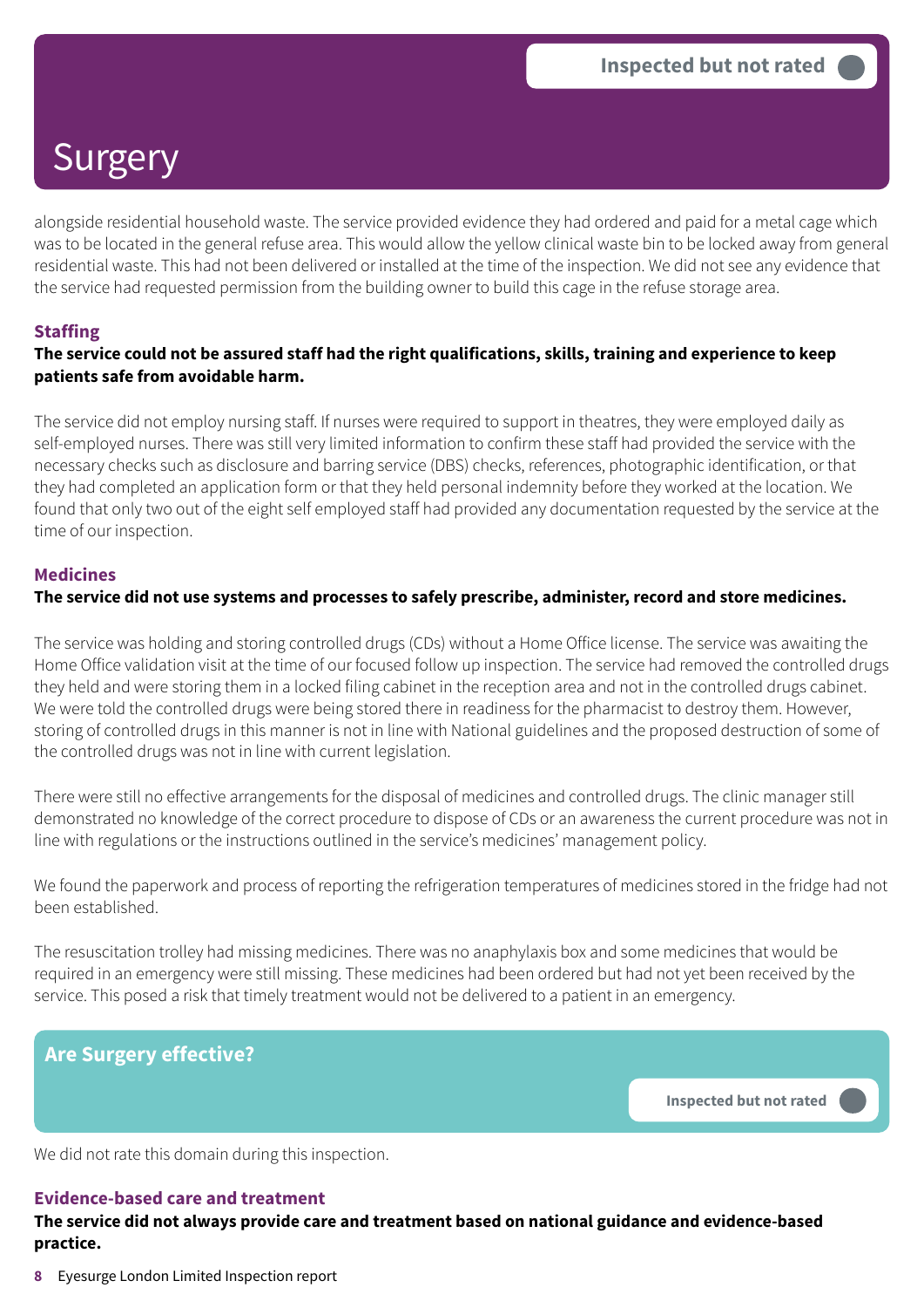# Surgery

Inspected but not rated

alongside residential household waste. The service provided evidence they had ordered and paid for a metal cage which was to be located in the general refuse area. This would allow the yellow clinical waste bin to be locked away from general residential waste. This had not been delivered or installed at the time of the inspection. We did not see any evidence that the service had requested permission from the building owner to build this cage in the refuse storage area.

### Staffing

**The service could not be assured staff had the right qualifications, skills, training and experience to keep patients safe from avoidable harm.**

The service did not employ nursing staff. If nurses were required to support in theatres, they were employed daily as self-employed nurses. There was still very limited information to confirm these staff had provided the service with the necessary checks such as disclosure and barring service (DBS) checks, references, photographic identification, or that they had completed an application form or that they held personal indemnity before they worked at the location. We found that only two out of the eight self employed staff had provided any documentation requested by the service at the time of our inspection.

### Medicines

**The service did not use systems and processes to safely prescribe, administer, record and store medicines.**

The service was holding and storing controlled drugs (CDs) without a Home Office license. The service was awaiting the Home Office validation visit at the time of our focused follow up inspection. The service had removed the controlled drugs they held and were storing them in a locked filing cabinet in the reception area and not in the controlled drugs cabinet. We were told the controlled drugs were being stored there in readiness for the pharmacist to destroy them. However, storing of controlled drugs in this manner is not in line with National guidelines and the proposed destruction of some of the controlled drugs was not in line with current legislation.

There were still no effective arrangements for the disposal of medicines and controlled drugs. The clinic manager still demonstrated no knowledge of the correct procedure to dispose of CDs or an awareness the current procedure was not in line with regulations or the instructions outlined in the service's medicines' management policy.

We found the paperwork and process of reporting the refrigeration temperatures of medicines stored in the fridge had not been established.

The resuscitation trolley had missing medicines. There was no anaphylaxis box and some medicines that would be required in an emergency were still missing. These medicines had been ordered but had not yet been received by the service. This posed a risk that timely treatment would not be delivered to a patient in an emergency.

## Are Surgery effective?

Inspected but not rated

We did not rate this domain during this inspection.

### Evidence-based care and treatment

**The service did not always provide care and treatment based on national guidance and evidence-based practice.**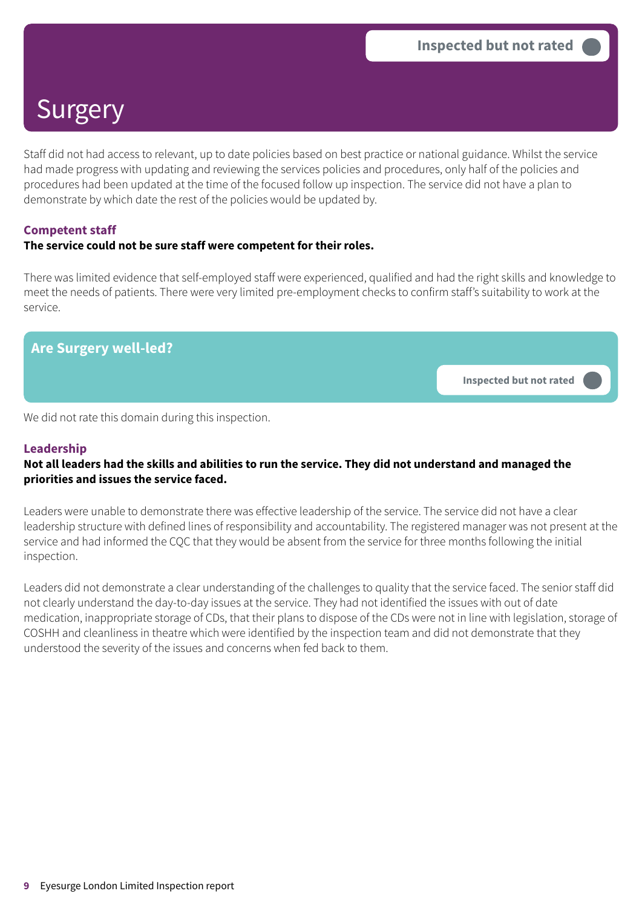Inspected but not rated

# Surgery

Staff did not had access to relevant, up to date policies based on best practice or national guidance. Whilst the service had made progress with updating and reviewing the services policies and procedures, only half of the policies and procedures had been updated at the time of the focused follow up inspection. The service did not have a plan to demonstrate by which date the rest of the policies would be updated by.

### Competent staff

**The service could not be sure staff were competent for their roles.**

There was limited evidence that self-employed staff were experienced, qualified and had the right skills and knowledge to meet the needs of patients. There were very limited pre-employment checks to confirm staff's suitability to work at the service.

## Are Surgery well-led?

Inspected but not rated

We did not rate this domain during this inspection.

### Leadership

**Not all leaders had the skills and abilities to run the service. They did not understand and managed the priorities and issues the service faced.**

Leaders were unable to demonstrate there was effective leadership of the service. The service did not have a clear leadership structure with defined lines of responsibility and accountability. The registered manager was not present at the service and had informed the CQC that they would be absent from the service for three months following the initial inspection.

Leaders did not demonstrate a clear understanding of the challenges to quality that the service faced. The senior staff did not clearly understand the day-to-day issues at the service. They had not identified the issues with out of date medication, inappropriate storage of CDs, that their plans to dispose of the CDs were not in line with legislation, storage of COSHH and cleanliness in theatre which were identified by the inspection team and did not demonstrate that they understood the severity of the issues and concerns when fed back to them.